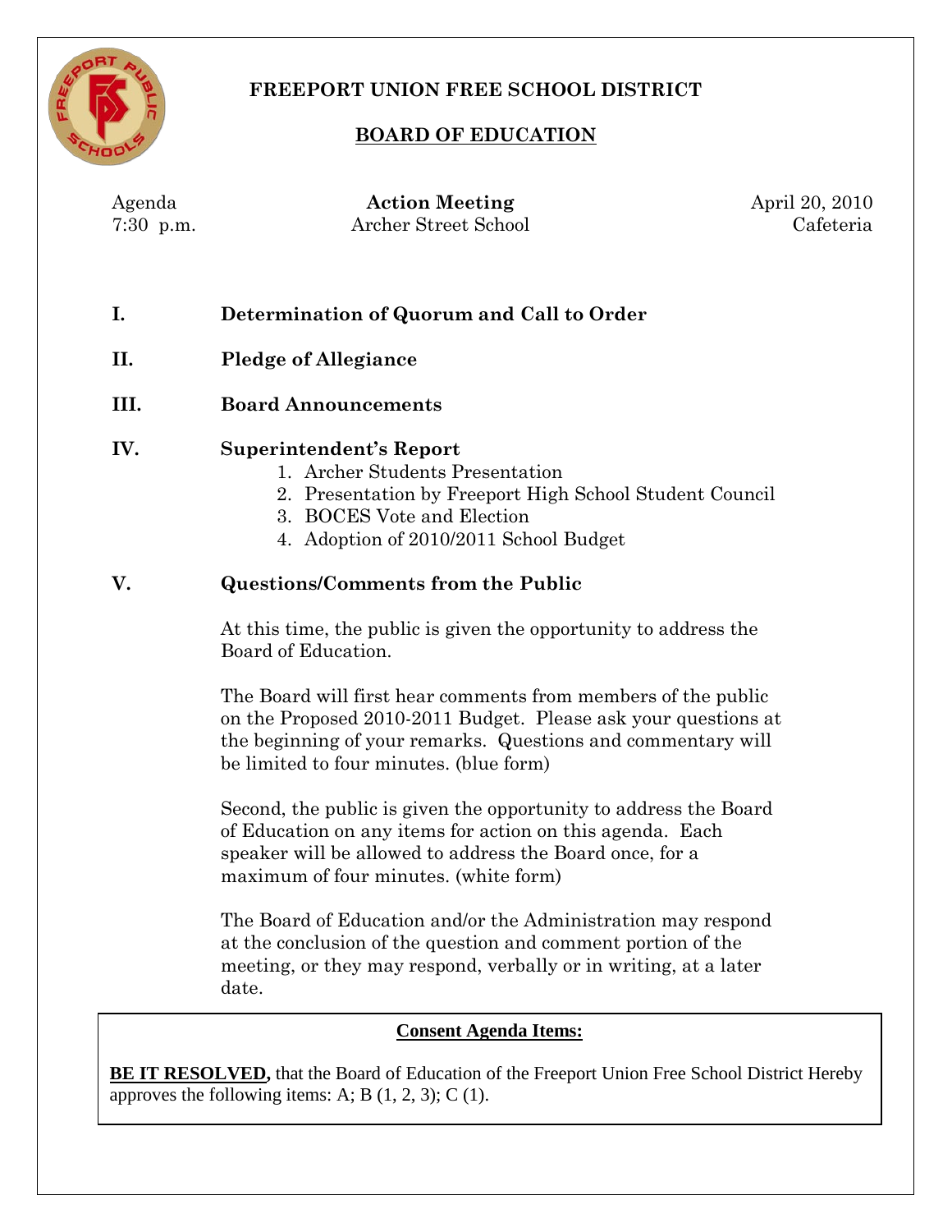# FREEPORT UNION FREE SCHOOL DISTRICT

## BOARD OF EDUCATION

Agenda | **Action Meeting** | April 20, 2010
7:30 p.m. | Archer Street School | Cafeteria

**I. Determination of Quorum and Call to Order**

**II. Pledge of Allegiance**

**III. Board Announcements**

**IV. Superintendent's Report**

1. Archer Students Presentation
2. Presentation by Freeport High School Student Council
3. BOCES Vote and Election
4. Adoption of 2010/2011 School Budget

**V. Questions/Comments from the Public**

At this time, the public is given the opportunity to address the Board of Education.

The Board will first hear comments from members of the public on the Proposed 2010-2011 Budget. Please ask your questions at the beginning of your remarks. Questions and commentary will be limited to four minutes. (blue form)

Second, the public is given the opportunity to address the Board of Education on any items for action on this agenda. Each speaker will be allowed to address the Board once, for a maximum of four minutes. (white form)

The Board of Education and/or the Administration may respond at the conclusion of the question and comment portion of the meeting, or they may respond, verbally or in writing, at a later date.

**Consent Agenda Items:**

**BE IT RESOLVED,** that the Board of Education of the Freeport Union Free School District Hereby approves the following items: A; B (1, 2, 3); C (1).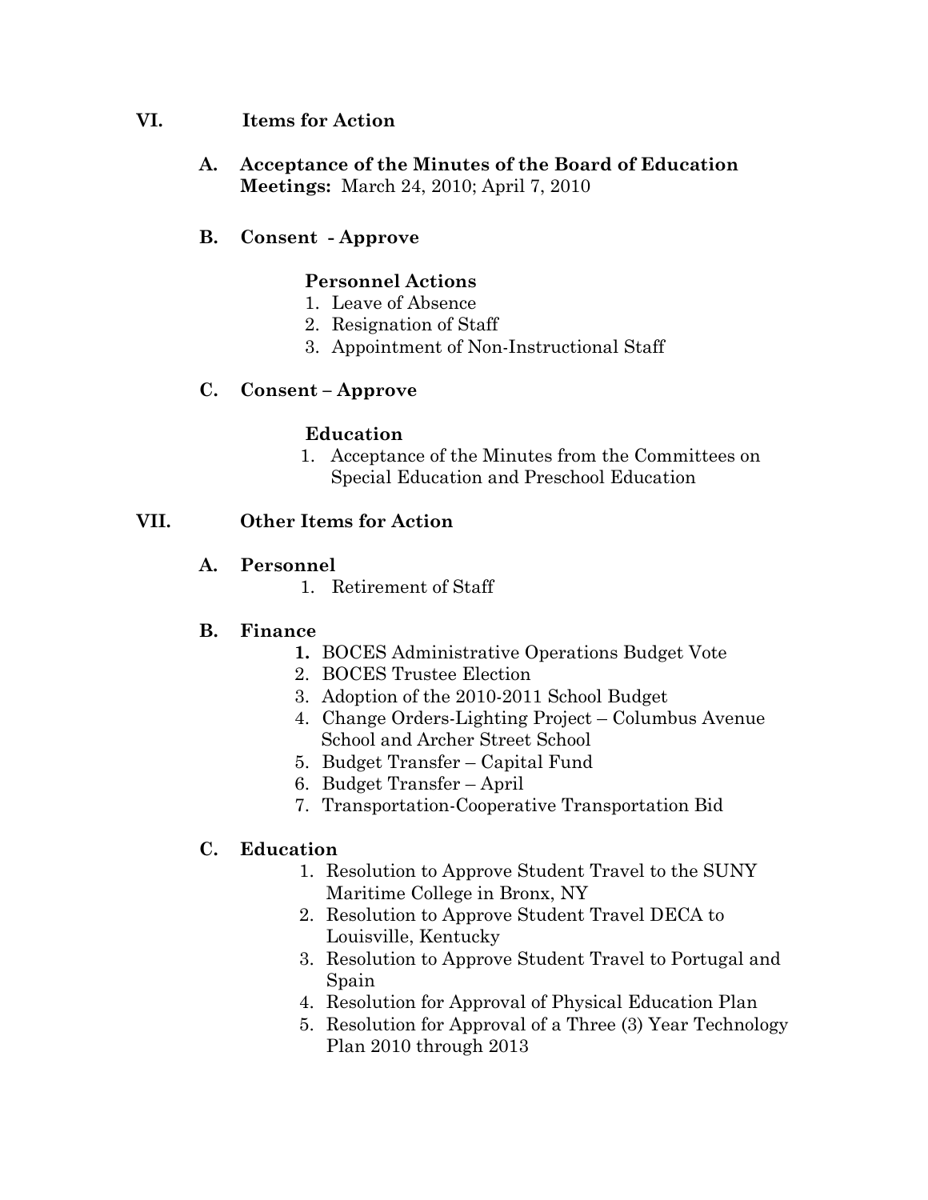## VI. Items for Action

### A. Acceptance of the Minutes of the Board of Education

**Meetings:** March 24, 2010; April 7, 2010

### B. Consent - Approve

**Personnel Actions**

1. Leave of Absence
2. Resignation of Staff
3. Appointment of Non-Instructional Staff

### C. Consent – Approve

**Education**

1. Acceptance of the Minutes from the Committees on Special Education and Preschool Education

## VII. Other Items for Action

### A. Personnel

1. Retirement of Staff

### B. Finance

1. BOCES Administrative Operations Budget Vote
2. BOCES Trustee Election
3. Adoption of the 2010-2011 School Budget
4. Change Orders-Lighting Project – Columbus Avenue School and Archer Street School
5. Budget Transfer – Capital Fund
6. Budget Transfer – April
7. Transportation-Cooperative Transportation Bid

### C. Education

1. Resolution to Approve Student Travel to the SUNY Maritime College in Bronx, NY
2. Resolution to Approve Student Travel DECA to Louisville, Kentucky
3. Resolution to Approve Student Travel to Portugal and Spain
4. Resolution for Approval of Physical Education Plan
5. Resolution for Approval of a Three (3) Year Technology Plan 2010 through 2013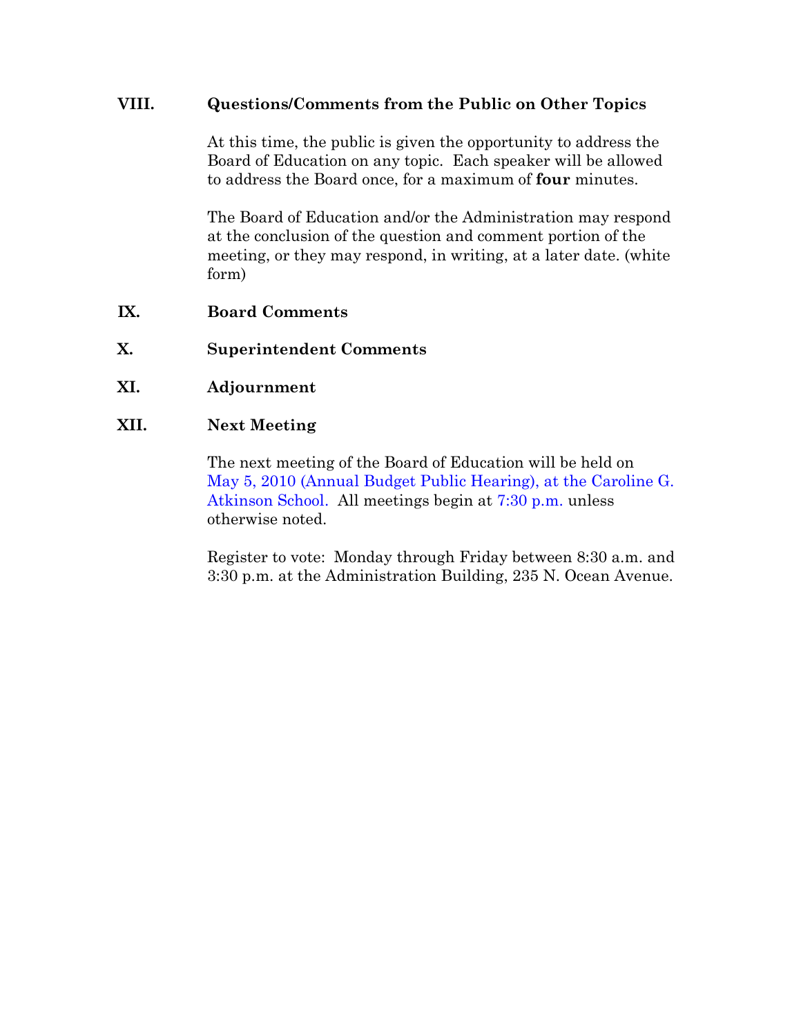## VIII. Questions/Comments from the Public on Other Topics

At this time, the public is given the opportunity to address the Board of Education on any topic. Each speaker will be allowed to address the Board once, for a maximum of **four** minutes.

The Board of Education and/or the Administration may respond at the conclusion of the question and comment portion of the meeting, or they may respond, in writing, at a later date. (white form)

## IX. Board Comments

## X. Superintendent Comments

## XI. Adjournment

## XII. Next Meeting

The next meeting of the Board of Education will be held on May 5, 2010 (Annual Budget Public Hearing), at the Caroline G. Atkinson School. All meetings begin at 7:30 p.m. unless otherwise noted.

Register to vote: Monday through Friday between 8:30 a.m. and 3:30 p.m. at the Administration Building, 235 N. Ocean Avenue.